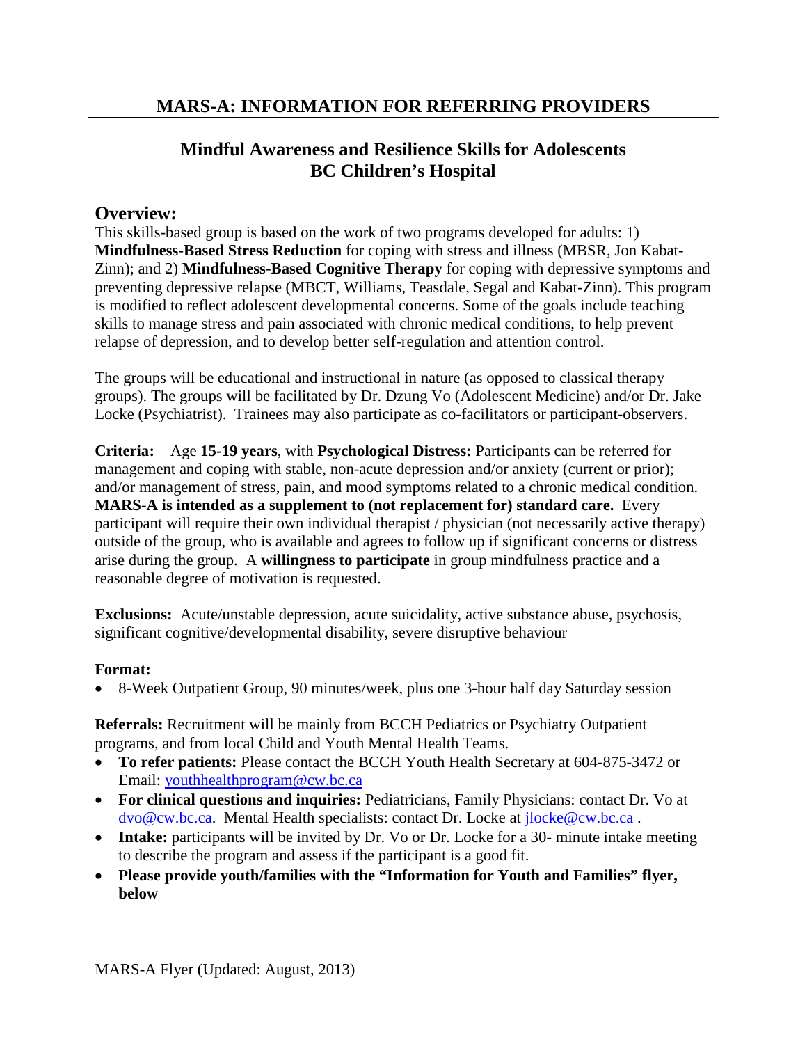# MARS-A: INFORMATION FOR REFERRING PROVIDERS

## Mindful Awareness and Resilience Skills for Adolescents
## BC Children's Hospital

### Overview:

This skills-based group is based on the work of two programs developed for adults: 1) **Mindfulness-Based Stress Reduction** for coping with stress and illness (MBSR, Jon Kabat-Zinn); and 2) **Mindfulness-Based Cognitive Therapy** for coping with depressive symptoms and preventing depressive relapse (MBCT, Williams, Teasdale, Segal and Kabat-Zinn). This program is modified to reflect adolescent developmental concerns. Some of the goals include teaching skills to manage stress and pain associated with chronic medical conditions, to help prevent relapse of depression, and to develop better self-regulation and attention control.

The groups will be educational and instructional in nature (as opposed to classical therapy groups). The groups will be facilitated by Dr. Dzung Vo (Adolescent Medicine) and/or Dr. Jake Locke (Psychiatrist). Trainees may also participate as co-facilitators or participant-observers.

**Criteria:** Age **15-19 years**, with **Psychological Distress:** Participants can be referred for management and coping with stable, non-acute depression and/or anxiety (current or prior); and/or management of stress, pain, and mood symptoms related to a chronic medical condition. **MARS-A is intended as a supplement to (not replacement for) standard care.** Every participant will require their own individual therapist / physician (not necessarily active therapy) outside of the group, who is available and agrees to follow up if significant concerns or distress arise during the group. A **willingness to participate** in group mindfulness practice and a reasonable degree of motivation is requested.

**Exclusions:** Acute/unstable depression, acute suicidality, active substance abuse, psychosis, significant cognitive/developmental disability, severe disruptive behaviour

**Format:**

- 8-Week Outpatient Group, 90 minutes/week, plus one 3-hour half day Saturday session

**Referrals:** Recruitment will be mainly from BCCH Pediatrics or Psychiatry Outpatient programs, and from local Child and Youth Mental Health Teams.

- **To refer patients:** Please contact the BCCH Youth Health Secretary at 604-875-3472 or Email: youthhealthprogram@cw.bc.ca
- **For clinical questions and inquiries:** Pediatricians, Family Physicians: contact Dr. Vo at dvo@cw.bc.ca. Mental Health specialists: contact Dr. Locke at jlocke@cw.bc.ca .
- **Intake:** participants will be invited by Dr. Vo or Dr. Locke for a 30- minute intake meeting to describe the program and assess if the participant is a good fit.
- **Please provide youth/families with the "Information for Youth and Families" flyer, below**

MARS-A Flyer (Updated: August, 2013)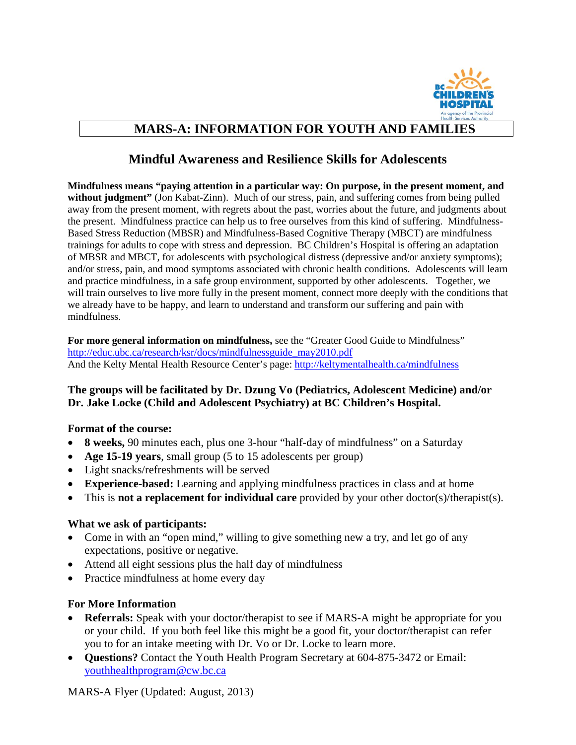# MARS-A: INFORMATION FOR YOUTH AND FAMILIES

## Mindful Awareness and Resilience Skills for Adolescents

**Mindfulness means "paying attention in a particular way: On purpose, in the present moment, and without judgment"** (Jon Kabat-Zinn). Much of our stress, pain, and suffering comes from being pulled away from the present moment, with regrets about the past, worries about the future, and judgments about the present. Mindfulness practice can help us to free ourselves from this kind of suffering. Mindfulness-Based Stress Reduction (MBSR) and Mindfulness-Based Cognitive Therapy (MBCT) are mindfulness trainings for adults to cope with stress and depression. BC Children's Hospital is offering an adaptation of MBSR and MBCT, for adolescents with psychological distress (depressive and/or anxiety symptoms); and/or stress, pain, and mood symptoms associated with chronic health conditions. Adolescents will learn and practice mindfulness, in a safe group environment, supported by other adolescents. Together, we will train ourselves to live more fully in the present moment, connect more deeply with the conditions that we already have to be happy, and learn to understand and transform our suffering and pain with mindfulness.

**For more general information on mindfulness,** see the "Greater Good Guide to Mindfulness" http://educ.ubc.ca/research/ksr/docs/mindfulnessguide_may2010.pdf
And the Kelty Mental Health Resource Center's page: http://keltymentalhealth.ca/mindfulness

**The groups will be facilitated by Dr. Dzung Vo (Pediatrics, Adolescent Medicine) and/or Dr. Jake Locke (Child and Adolescent Psychiatry) at BC Children's Hospital.**

### Format of the course:

- **8 weeks,** 90 minutes each, plus one 3-hour "half-day of mindfulness" on a Saturday
- **Age 15-19 years**, small group (5 to 15 adolescents per group)
- Light snacks/refreshments will be served
- **Experience-based:** Learning and applying mindfulness practices in class and at home
- This is **not a replacement for individual care** provided by your other doctor(s)/therapist(s).

### What we ask of participants:

- Come in with an "open mind," willing to give something new a try, and let go of any expectations, positive or negative.
- Attend all eight sessions plus the half day of mindfulness
- Practice mindfulness at home every day

### For More Information

- **Referrals:** Speak with your doctor/therapist to see if MARS-A might be appropriate for you or your child. If you both feel like this might be a good fit, your doctor/therapist can refer you to for an intake meeting with Dr. Vo or Dr. Locke to learn more.
- **Questions?** Contact the Youth Health Program Secretary at 604-875-3472 or Email: youthhealthprogram@cw.bc.ca

MARS-A Flyer (Updated: August, 2013)